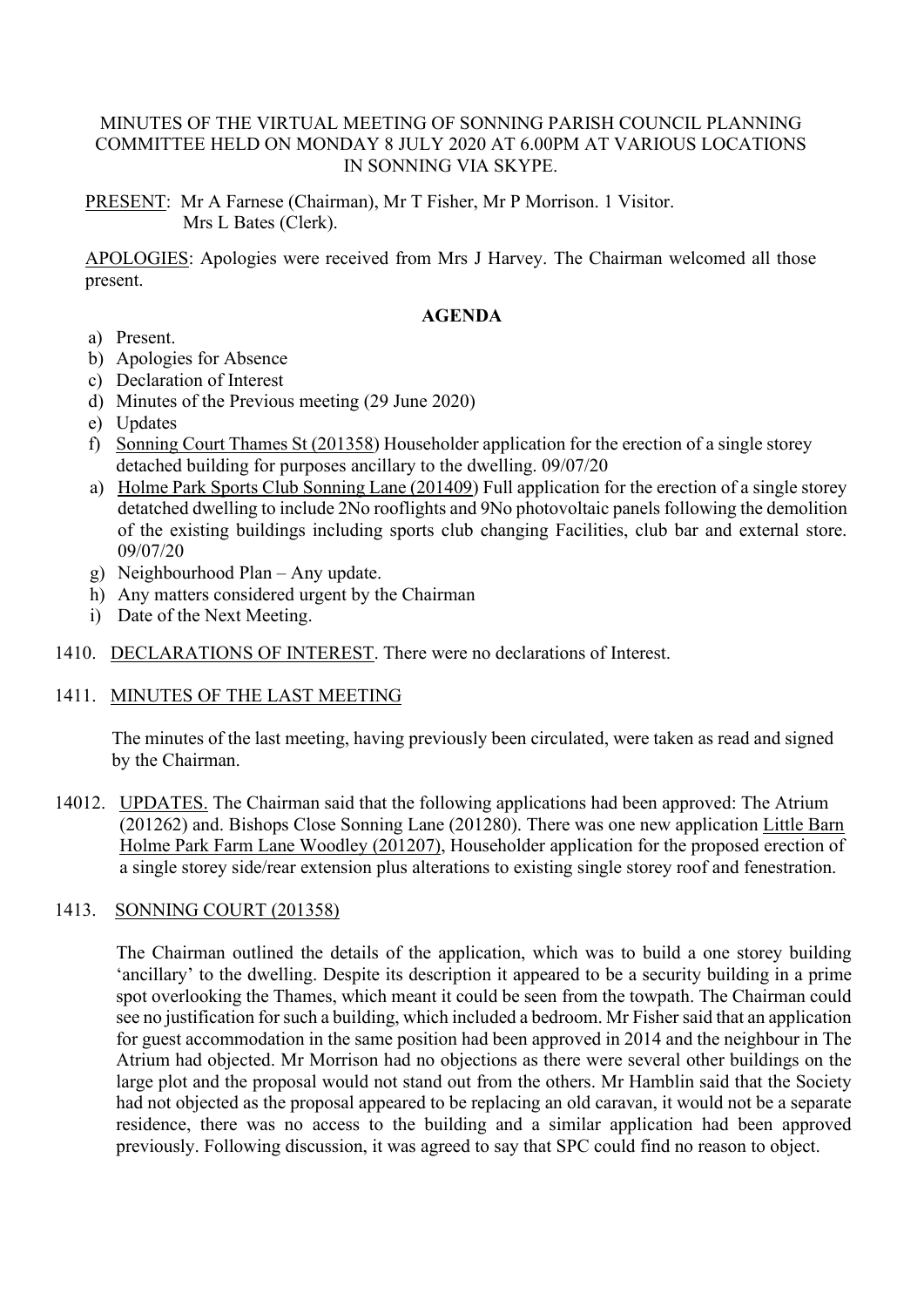MINUTES OF THE VIRTUAL MEETING OF SONNING PARISH COUNCIL PLANNING COMMITTEE HELD ON MONDAY 8 JULY 2020 AT 6.00PM AT VARIOUS LOCATIONS IN SONNING VIA SKYPE.

PRESENT: Mr A Farnese (Chairman), Mr T Fisher, Mr P Morrison. 1 Visitor.
Mrs L Bates (Clerk).

APOLOGIES: Apologies were received from Mrs J Harvey. The Chairman welcomed all those present.

**AGENDA**

a) Present.
b) Apologies for Absence
c) Declaration of Interest
d) Minutes of the Previous meeting (29 June 2020)
e) Updates
f) Sonning Court Thames St (201358) Householder application for the erection of a single storey detached building for purposes ancillary to the dwelling. 09/07/20
a) Holme Park Sports Club Sonning Lane (201409) Full application for the erection of a single storey detatched dwelling to include 2No rooflights and 9No photovoltaic panels following the demolition of the existing buildings including sports club changing Facilities, club bar and external store. 09/07/20
g) Neighbourhood Plan – Any update.
h) Any matters considered urgent by the Chairman
i) Date of the Next Meeting.

1410. DECLARATIONS OF INTEREST. There were no declarations of Interest.

1411. MINUTES OF THE LAST MEETING

The minutes of the last meeting, having previously been circulated, were taken as read and signed by the Chairman.

14012. UPDATES. The Chairman said that the following applications had been approved: The Atrium (201262) and. Bishops Close Sonning Lane (201280). There was one new application Little Barn Holme Park Farm Lane Woodley (201207), Householder application for the proposed erection of a single storey side/rear extension plus alterations to existing single storey roof and fenestration.

1413. SONNING COURT (201358)

The Chairman outlined the details of the application, which was to build a one storey building 'ancillary' to the dwelling. Despite its description it appeared to be a security building in a prime spot overlooking the Thames, which meant it could be seen from the towpath. The Chairman could see no justification for such a building, which included a bedroom. Mr Fisher said that an application for guest accommodation in the same position had been approved in 2014 and the neighbour in The Atrium had objected. Mr Morrison had no objections as there were several other buildings on the large plot and the proposal would not stand out from the others. Mr Hamblin said that the Society had not objected as the proposal appeared to be replacing an old caravan, it would not be a separate residence, there was no access to the building and a similar application had been approved previously. Following discussion, it was agreed to say that SPC could find no reason to object.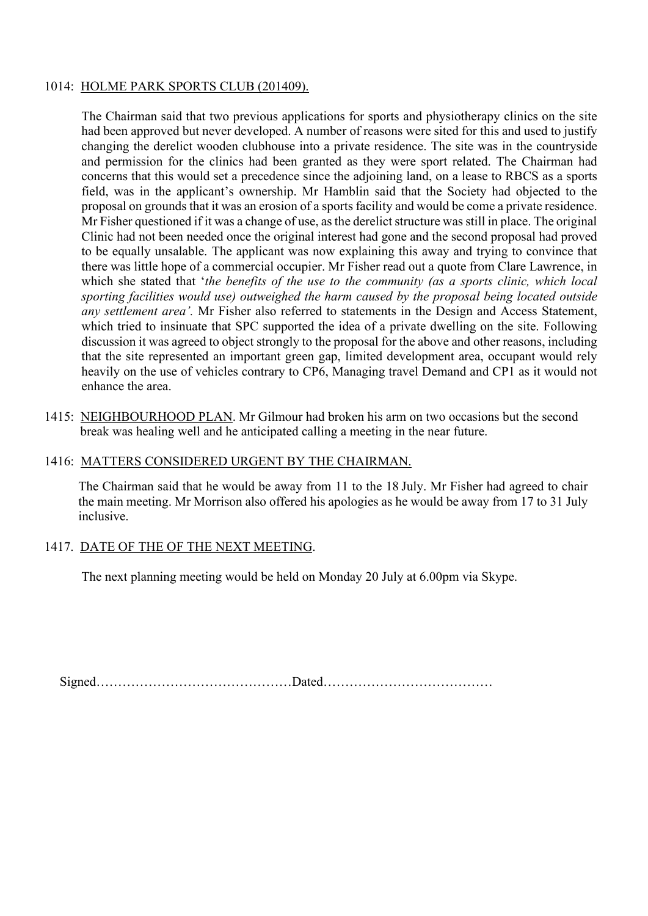1014: <u>HOLME PARK SPORTS CLUB (201409).</u>

The Chairman said that two previous applications for sports and physiotherapy clinics on the site had been approved but never developed. A number of reasons were sited for this and used to justify changing the derelict wooden clubhouse into a private residence. The site was in the countryside and permission for the clinics had been granted as they were sport related. The Chairman had concerns that this would set a precedence since the adjoining land, on a lease to RBCS as a sports field, was in the applicant's ownership. Mr Hamblin said that the Society had objected to the proposal on grounds that it was an erosion of a sports facility and would be come a private residence. Mr Fisher questioned if it was a change of use, as the derelict structure was still in place. The original Clinic had not been needed once the original interest had gone and the second proposal had proved to be equally unsalable. The applicant was now explaining this away and trying to convince that there was little hope of a commercial occupier. Mr Fisher read out a quote from Clare Lawrence, in which she stated that '*the benefits of the use to the community (as a sports clinic, which local sporting facilities would use) outweighed the harm caused by the proposal being located outside any settlement area'.* Mr Fisher also referred to statements in the Design and Access Statement, which tried to insinuate that SPC supported the idea of a private dwelling on the site. Following discussion it was agreed to object strongly to the proposal for the above and other reasons, including that the site represented an important green gap, limited development area, occupant would rely heavily on the use of vehicles contrary to CP6, Managing travel Demand and CP1 as it would not enhance the area.

1415: <u>NEIGHBOURHOOD PLAN</u>. Mr Gilmour had broken his arm on two occasions but the second break was healing well and he anticipated calling a meeting in the near future.

1416: <u>MATTERS CONSIDERED URGENT BY THE CHAIRMAN.</u>

The Chairman said that he would be away from 11 to the 18 July. Mr Fisher had agreed to chair the main meeting. Mr Morrison also offered his apologies as he would be away from 17 to 31 July inclusive.

1417. <u>DATE OF THE OF THE NEXT MEETING</u>.

The next planning meeting would be held on Monday 20 July at 6.00pm via Skype.

Signed………………………………………Dated…………………………………